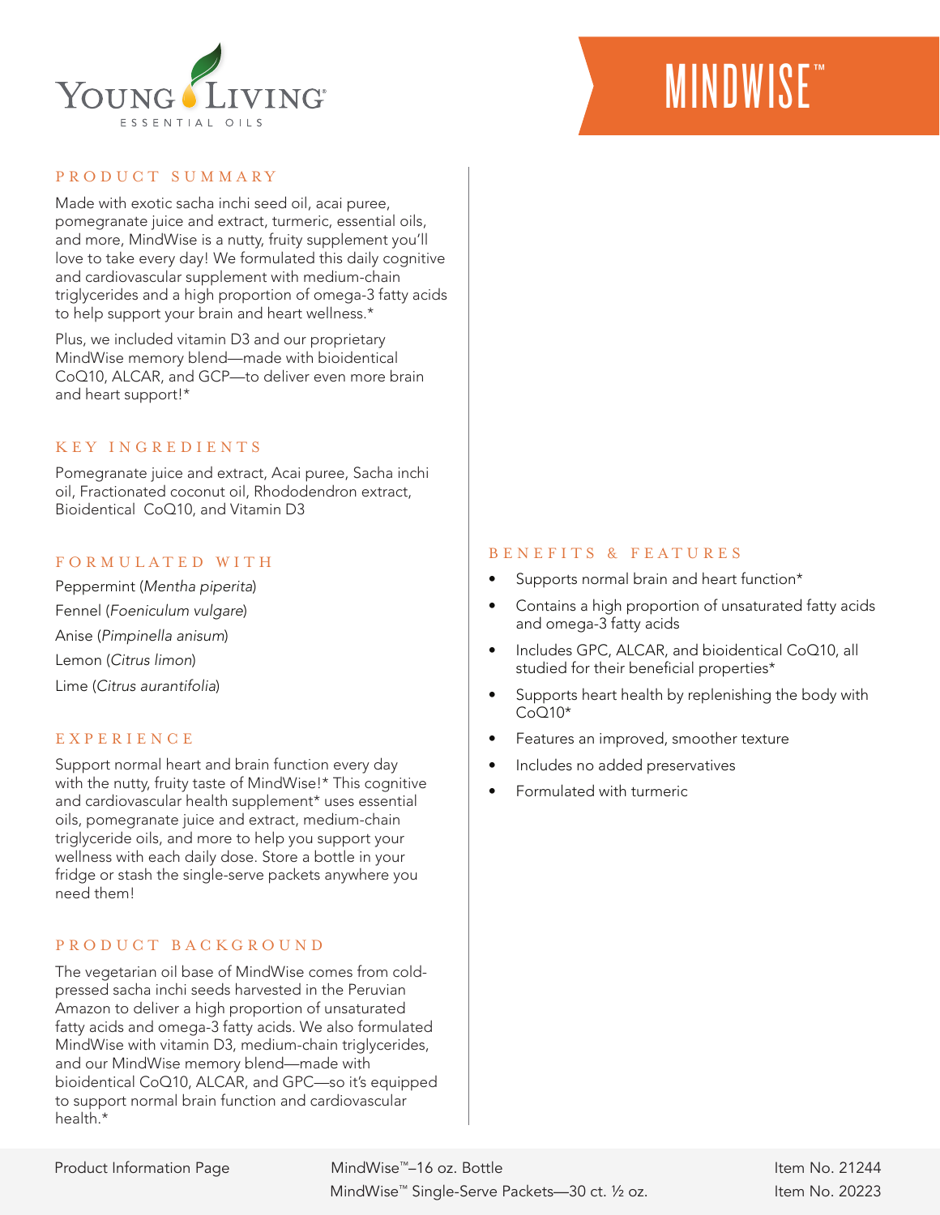Young Living Essential Oils

# MINDWISE™

## PRODUCT SUMMARY

Made with exotic sacha inchi seed oil, acai puree, pomegranate juice and extract, turmeric, essential oils, and more, MindWise is a nutty, fruity supplement you'll love to take every day! We formulated this daily cognitive and cardiovascular supplement with medium-chain triglycerides and a high proportion of omega-3 fatty acids to help support your brain and heart wellness.*

Plus, we included vitamin D3 and our proprietary MindWise memory blend—made with bioidentical CoQ10, ALCAR, and GCP—to deliver even more brain and heart support!*

## KEY INGREDIENTS

Pomegranate juice and extract, Acai puree, Sacha inchi oil, Fractionated coconut oil, Rhododendron extract, Bioidentical CoQ10, and Vitamin D3

## FORMULATED WITH

Peppermint (*Mentha piperita*)
Fennel (*Foeniculum vulgare*)
Anise (*Pimpinella anisum*)
Lemon (*Citrus limon*)
Lime (*Citrus aurantifolia*)

## EXPERIENCE

Support normal heart and brain function every day with the nutty, fruity taste of MindWise!* This cognitive and cardiovascular health supplement* uses essential oils, pomegranate juice and extract, medium-chain triglyceride oils, and more to help you support your wellness with each daily dose. Store a bottle in your fridge or stash the single-serve packets anywhere you need them!

## PRODUCT BACKGROUND

The vegetarian oil base of MindWise comes from cold-pressed sacha inchi seeds harvested in the Peruvian Amazon to deliver a high proportion of unsaturated fatty acids and omega-3 fatty acids. We also formulated MindWise with vitamin D3, medium-chain triglycerides, and our MindWise memory blend—made with bioidentical CoQ10, ALCAR, and GPC—so it's equipped to support normal brain function and cardiovascular health.*

## BENEFITS & FEATURES

- Supports normal brain and heart function*
- Contains a high proportion of unsaturated fatty acids and omega-3 fatty acids
- Includes GPC, ALCAR, and bioidentical CoQ10, all studied for their beneficial properties*
- Supports heart health by replenishing the body with CoQ10*
- Features an improved, smoother texture
- Includes no added preservatives
- Formulated with turmeric

Product Information Page

| | |
|---|---|
| MindWise™–16 oz. Bottle | Item No. 21244 |
| MindWise™ Single-Serve Packets—30 ct. ½ oz. | Item No. 20223 |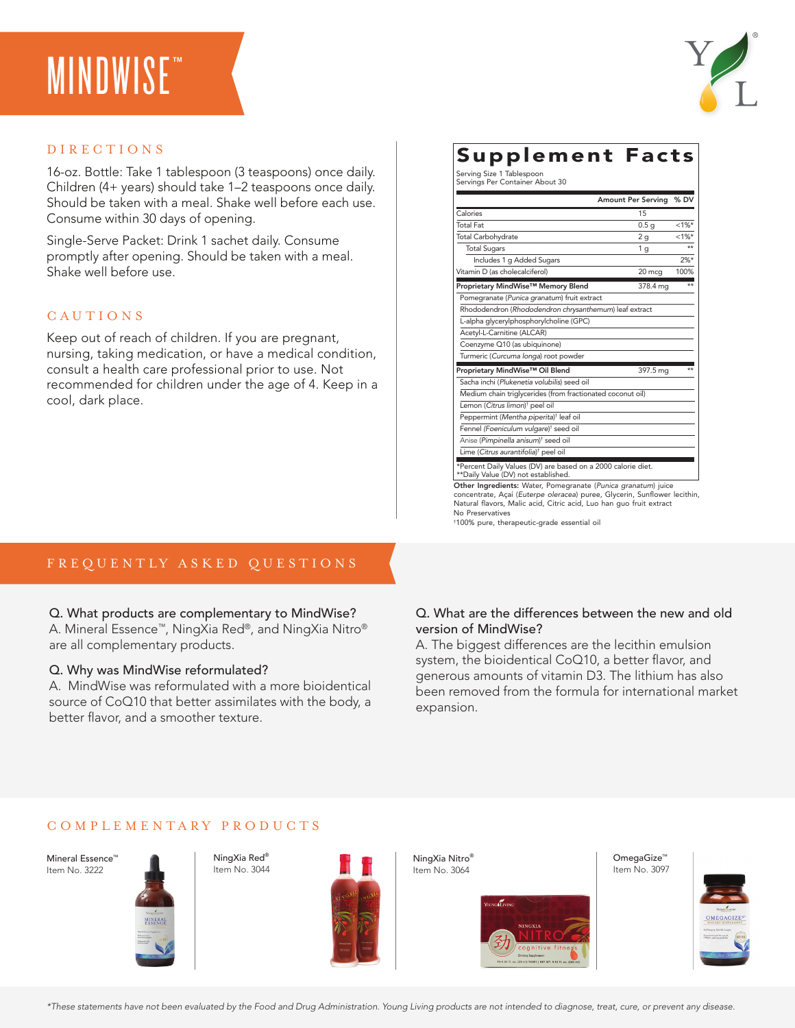# MINDWISE™

## DIRECTIONS

16-oz. Bottle: Take 1 tablespoon (3 teaspoons) once daily. Children (4+ years) should take 1–2 teaspoons once daily. Should be taken with a meal. Shake well before each use. Consume within 30 days of opening.

Single-Serve Packet: Drink 1 sachet daily. Consume promptly after opening. Should be taken with a meal. Shake well before use.

## CAUTIONS

Keep out of reach of children. If you are pregnant, nursing, taking medication, or have a medical condition, consult a health care professional prior to use. Not recommended for children under the age of 4. Keep in a cool, dark place.

## Supplement Facts

Serving Size 1 Tablespoon
Servings Per Container About 30

| | Amount Per Serving | % DV |
|---|---|---|
| Calories | 15 | |
| Total Fat | 0.5 g | <1%* |
| Total Carbohydrate | 2 g | <1%* |
| Total Sugars | 1 g | ** |
| Includes 1 g Added Sugars | | 2%* |
| Vitamin D (as cholecalciferol) | 20 mcg | 100% |
| **Proprietary MindWise™ Memory Blend** | 378.4 mg | ** |
| Pomegranate (*Punica granatum*) fruit extract | | |
| Rhododendron (*Rhododendron chrysanthemum*) leaf extract | | |
| L-alpha glycerylphosphorylcholine (GPC) | | |
| Acetyl-L-Carnitine (ALCAR) | | |
| Coenzyme Q10 (as ubiquinone) | | |
| Turmeric (*Curcuma longa*) root powder | | |
| **Proprietary MindWise™ Oil Blend** | 397.5 mg | ** |
| Sacha inchi (*Plukenetia volubilis*) seed oil | | |
| Medium chain triglycerides (from fractionated coconut oil) | | |
| Lemon (*Citrus limon*)† peel oil | | |
| Peppermint (*Mentha piperita*)† leaf oil | | |
| Fennel (*Foeniculum vulgare*)† seed oil | | |
| Anise (*Pimpinella anisum*)† seed oil | | |
| Lime (*Citrus aurantifolia*)† peel oil | | |

*Percent Daily Values (DV) are based on a 2000 calorie diet.
**Daily Value (DV) not established.

**Other Ingredients:** Water, Pomegranate (*Punica granatum*) juice concentrate, Açaí (*Euterpe oleracea*) puree, Glycerin, Sunflower lecithin, Natural flavors, Malic acid, Citric acid, Luo han guo fruit extract
No Preservatives
†100% pure, therapeutic-grade essential oil

## FREQUENTLY ASKED QUESTIONS

**Q. What products are complementary to MindWise?**
A. Mineral Essence™, NingXia Red®, and NingXia Nitro® are all complementary products.

**Q. Why was MindWise reformulated?**
A. MindWise was reformulated with a more bioidentical source of CoQ10 that better assimilates with the body, a better flavor, and a smoother texture.

**Q. What are the differences between the new and old version of MindWise?**
A. The biggest differences are the lecithin emulsion system, the bioidentical CoQ10, a better flavor, and generous amounts of vitamin D3. The lithium has also been removed from the formula for international market expansion.

## COMPLEMENTARY PRODUCTS

Mineral Essence™
Item No. 3222

NingXia Red®
Item No. 3044

NingXia Nitro®
Item No. 3064

OmegaGize™
Item No. 3097

*These statements have not been evaluated by the Food and Drug Administration. Young Living products are not intended to diagnose, treat, cure, or prevent any disease.*